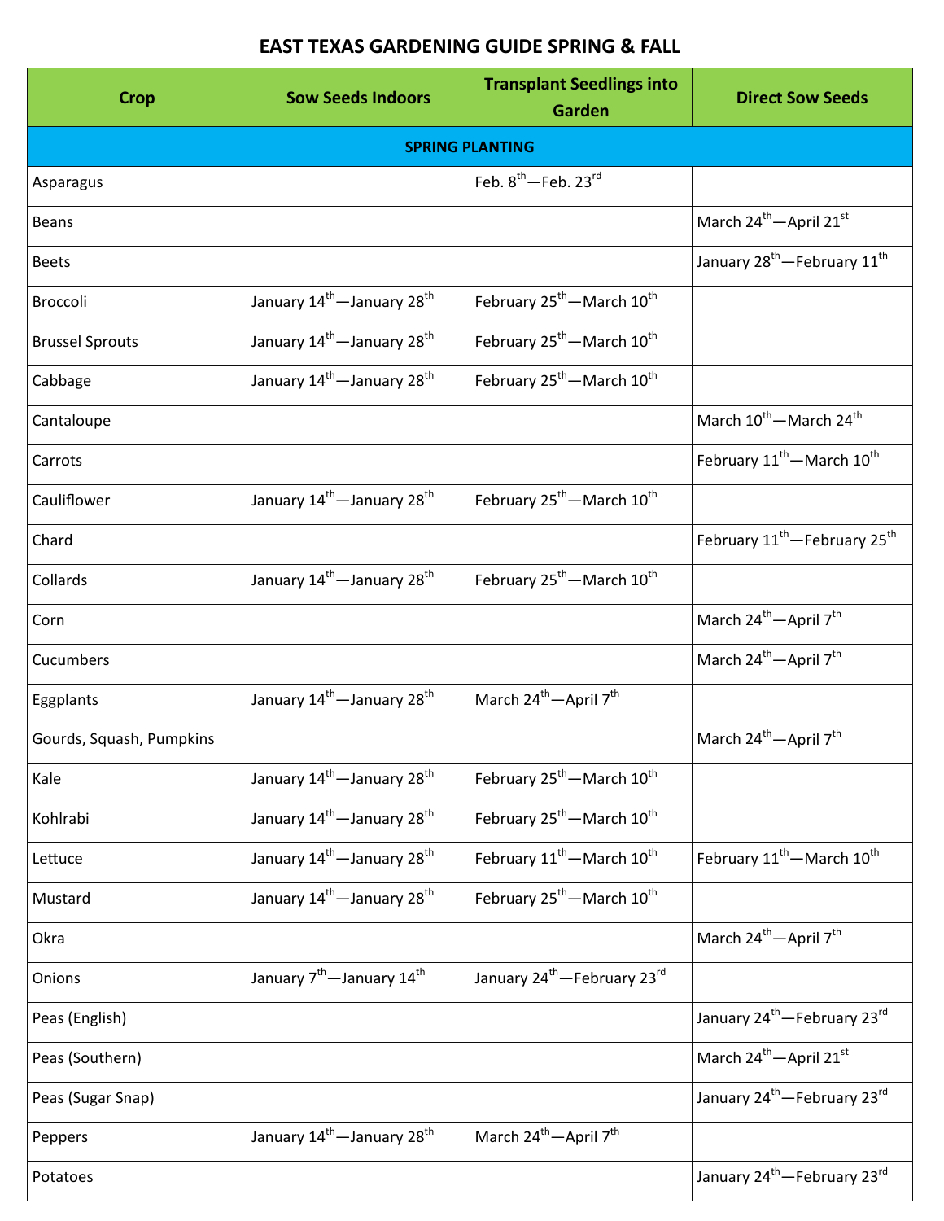# EAST TEXAS GARDENING GUIDE SPRING & FALL

| Crop | Sow Seeds Indoors | Transplant Seedlings into Garden | Direct Sow Seeds |
|---|---|---|---|
| **SPRING PLANTING** | | | |
| Asparagus | | Feb. 8th—Feb. 23rd | |
| Beans | | | March 24th—April 21st |
| Beets | | | January 28th—February 11th |
| Broccoli | January 14th—January 28th | February 25th—March 10th | |
| Brussel Sprouts | January 14th—January 28th | February 25th—March 10th | |
| Cabbage | January 14th—January 28th | February 25th—March 10th | |
| Cantaloupe | | | March 10th—March 24th |
| Carrots | | | February 11th—March 10th |
| Cauliflower | January 14th—January 28th | February 25th—March 10th | |
| Chard | | | February 11th—February 25th |
| Collards | January 14th—January 28th | February 25th—March 10th | |
| Corn | | | March 24th—April 7th |
| Cucumbers | | | March 24th—April 7th |
| Eggplants | January 14th—January 28th | March 24th—April 7th | |
| Gourds, Squash, Pumpkins | | | March 24th—April 7th |
| Kale | January 14th—January 28th | February 25th—March 10th | |
| Kohlrabi | January 14th—January 28th | February 25th—March 10th | |
| Lettuce | January 14th—January 28th | February 11th—March 10th | February 11th—March 10th |
| Mustard | January 14th—January 28th | February 25th—March 10th | |
| Okra | | | March 24th—April 7th |
| Onions | January 7th—January 14th | January 24th—February 23rd | |
| Peas (English) | | | January 24th—February 23rd |
| Peas (Southern) | | | March 24th—April 21st |
| Peas (Sugar Snap) | | | January 24th—February 23rd |
| Peppers | January 14th—January 28th | March 24th—April 7th | |
| Potatoes | | | January 24th—February 23rd |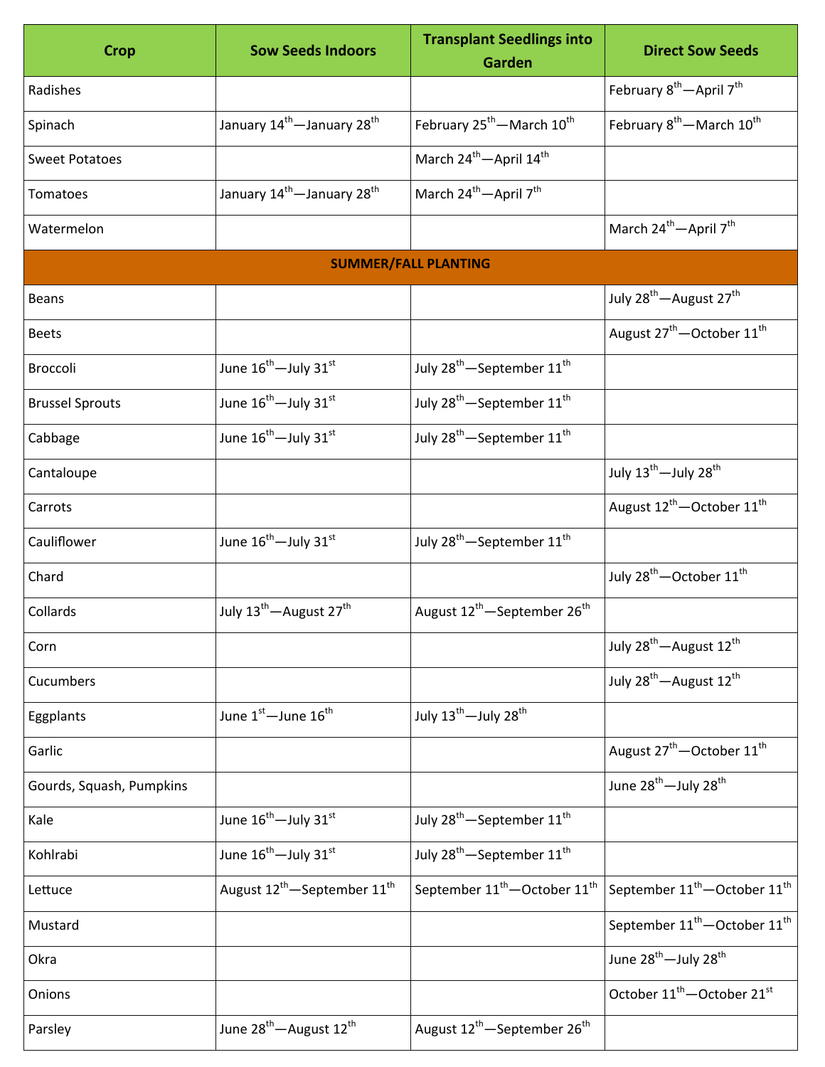| Crop | Sow Seeds Indoors | Transplant Seedlings into Garden | Direct Sow Seeds |
|---|---|---|---|
| Radishes | | | February 8th—April 7th |
| Spinach | January 14th—January 28th | February 25th—March 10th | February 8th—March 10th |
| Sweet Potatoes | | March 24th—April 14th | |
| Tomatoes | January 14th—January 28th | March 24th—April 7th | |
| Watermelon | | | March 24th—April 7th |
| **SUMMER/FALL PLANTING** | | | |
| Beans | | | July 28th—August 27th |
| Beets | | | August 27th—October 11th |
| Broccoli | June 16th—July 31st | July 28th—September 11th | |
| Brussel Sprouts | June 16th—July 31st | July 28th—September 11th | |
| Cabbage | June 16th—July 31st | July 28th—September 11th | |
| Cantaloupe | | | July 13th—July 28th |
| Carrots | | | August 12th—October 11th |
| Cauliflower | June 16th—July 31st | July 28th—September 11th | |
| Chard | | | July 28th—October 11th |
| Collards | July 13th—August 27th | August 12th—September 26th | |
| Corn | | | July 28th—August 12th |
| Cucumbers | | | July 28th—August 12th |
| Eggplants | June 1st—June 16th | July 13th—July 28th | |
| Garlic | | | August 27th—October 11th |
| Gourds, Squash, Pumpkins | | | June 28th—July 28th |
| Kale | June 16th—July 31st | July 28th—September 11th | |
| Kohlrabi | June 16th—July 31st | July 28th—September 11th | |
| Lettuce | August 12th—September 11th | September 11th—October 11th | September 11th—October 11th |
| Mustard | | | September 11th—October 11th |
| Okra | | | June 28th—July 28th |
| Onions | | | October 11th—October 21st |
| Parsley | June 28th—August 12th | August 12th—September 26th | |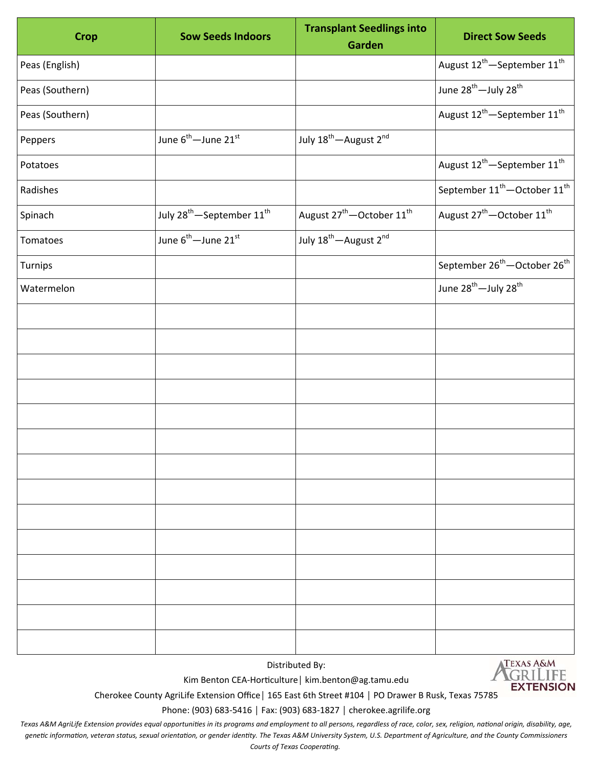| Crop | Sow Seeds Indoors | Transplant Seedlings into Garden | Direct Sow Seeds |
|---|---|---|---|
| Peas (English) | | | August 12th—September 11th |
| Peas (Southern) | | | June 28th—July 28th |
| Peas (Southern) | | | August 12th—September 11th |
| Peppers | June 6th—June 21st | July 18th—August 2nd | |
| Potatoes | | | August 12th—September 11th |
| Radishes | | | September 11th—October 11th |
| Spinach | July 28th—September 11th | August 27th—October 11th | August 27th—October 11th |
| Tomatoes | June 6th—June 21st | July 18th—August 2nd | |
| Turnips | | | September 26th—October 26th |
| Watermelon | | | June 28th—July 28th |
| | | | |
| | | | |
| | | | |
| | | | |
| | | | |
| | | | |
| | | | |
| | | | |
| | | | |
| | | | |
| | | | |
| | | | |
| | | | |
| | | | |

Distributed By:

Kim Benton CEA-Horticulture | kim.benton@ag.tamu.edu

Cherokee County AgriLife Extension Office | 165 East 6th Street #104 | PO Drawer B Rusk, Texas 75785

Phone: (903) 683-5416 | Fax: (903) 683-1827 | cherokee.agrilife.org

Texas A&M AgriLife Extension

*Texas A&M AgriLife Extension provides equal opportunities in its programs and employment to all persons, regardless of race, color, sex, religion, national origin, disability, age, genetic information, veteran status, sexual orientation, or gender identity. The Texas A&M University System, U.S. Department of Agriculture, and the County Commissioners Courts of Texas Cooperating.*